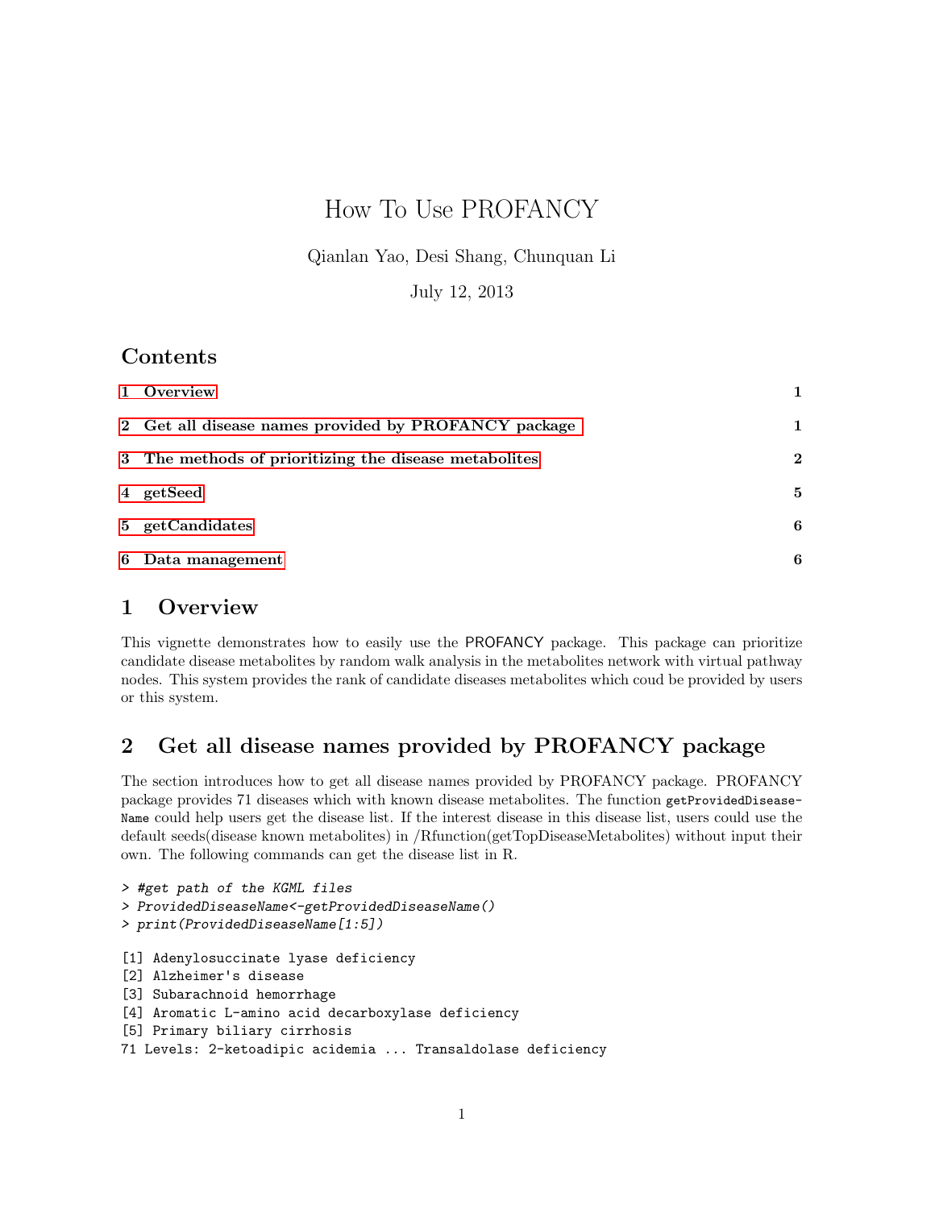# How To Use PROFANCY

Qianlan Yao, Desi Shang, Chunquan Li

July 12, 2013

## Contents

| | |
|---|---|
| 1 Overview | 1 |
| 2 Get all disease names provided by PROFANCY package | 1 |
| 3 The methods of prioritizing the disease metabolites | 2 |
| 4 getSeed | 5 |
| 5 getCandidates | 6 |
| 6 Data management | 6 |

## 1 Overview

This vignette demonstrates how to easily use the PROFANCY package. This package can prioritize candidate disease metabolites by random walk analysis in the metabolites network with virtual pathway nodes. This system provides the rank of candidate diseases metabolites which coud be provided by users or this system.

## 2 Get all disease names provided by PROFANCY package

The section introduces how to get all disease names provided by PROFANCY package. PROFANCY package provides 71 diseases which with known disease metabolites. The function `getProvidedDiseaseName` could help users get the disease list. If the interest disease in this disease list, users could use the default seeds(disease known metabolites) in /Rfunction(getTopDiseaseMetabolites) without input their own. The following commands can get the disease list in R.

```
> #get path of the KGML files
> ProvidedDiseaseName<-getProvidedDiseaseName()
> print(ProvidedDiseaseName[1:5])

[1] Adenylosuccinate lyase deficiency
[2] Alzheimer's disease
[3] Subarachnoid hemorrhage
[4] Aromatic L-amino acid decarboxylase deficiency
[5] Primary biliary cirrhosis
71 Levels: 2-ketoadipic acidemia ... Transaldolase deficiency
```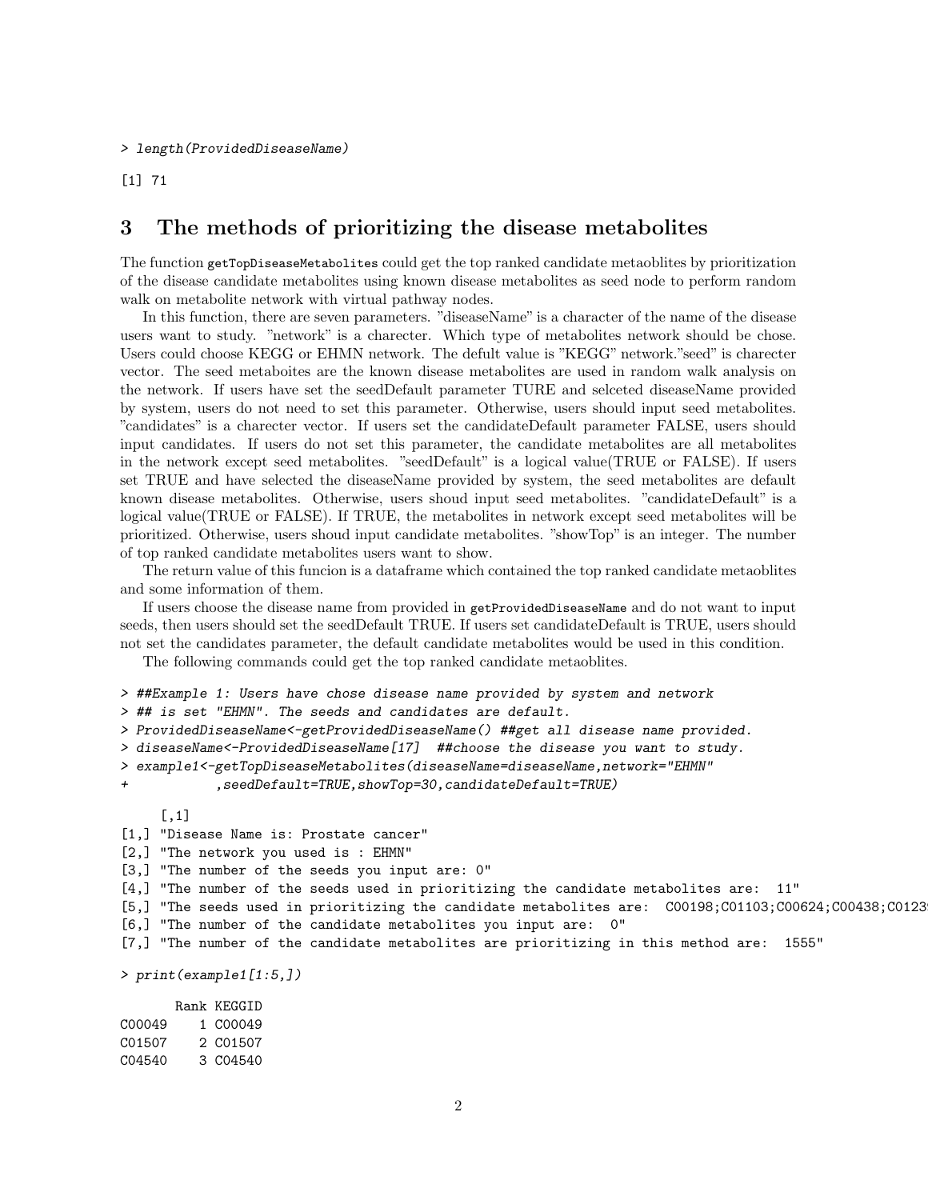```
> length(ProvidedDiseaseName)

[1] 71
```

## 3 The methods of prioritizing the disease metabolites

The function `getTopDiseaseMetabolites` could get the top ranked candidate metaoblites by prioritization of the disease candidate metabolites using known disease metabolites as seed node to perform random walk on metabolite network with virtual pathway nodes.

In this function, there are seven parameters. "diseaseName" is a character of the name of the disease users want to study. "network" is a charecter. Which type of metabolites network should be chose. Users could choose KEGG or EHMN network. The defult value is "KEGG" network."seed" is charecter vector. The seed metaboites are the known disease metabolites are used in random walk analysis on the network. If users have set the seedDefault parameter TURE and selceted diseaseName provided by system, users do not need to set this parameter. Otherwise, users should input seed metabolites. "candidates" is a charecter vector. If users set the candidateDefault parameter FALSE, users should input candidates. If users do not set this parameter, the candidate metabolites are all metabolites in the network except seed metabolites. "seedDefault" is a logical value(TRUE or FALSE). If users set TRUE and have selected the diseaseName provided by system, the seed metabolites are default known disease metabolites. Otherwise, users shoud input seed metabolites. "candidateDefault" is a logical value(TRUE or FALSE). If TRUE, the metabolites in network except seed metabolites will be prioritized. Otherwise, users shoud input candidate metabolites. "showTop" is an integer. The number of top ranked candidate metabolites users want to show.

The return value of this funcion is a dataframe which contained the top ranked candidate metaoblites and some information of them.

If users choose the disease name from provided in `getProvidedDiseaseName` and do not want to input seeds, then users should set the seedDefault TRUE. If users set candidateDefault is TRUE, users should not set the candidates parameter, the default candidate metabolites would be used in this condition.

The following commands could get the top ranked candidate metaoblites.

```
> ##Example 1: Users have chose disease name provided by system and network
> ## is set "EHMN". The seeds and candidates are default.
> ProvidedDiseaseName<-getProvidedDiseaseName() ##get all disease name provided.
> diseaseName<-ProvidedDiseaseName[17]  ##choose the disease you want to study.
> example1<-getTopDiseaseMetabolites(diseaseName=diseaseName,network="EHMN"
+           ,seedDefault=TRUE,showTop=30,candidateDefault=TRUE)

     [,1]
[1,] "Disease Name is: Prostate cancer"
[2,] "The network you used is : EHMN"
[3,] "The number of the seeds you input are: 0"
[4,] "The number of the seeds used in prioritizing the candidate metabolites are:  11"
[5,] "The seeds used in prioritizing the candidate metabolites are:  C00198;C01103;C00624;C00438;C0123
[6,] "The number of the candidate metabolites you input are:  0"
[7,] "The number of the candidate metabolites are prioritizing in this method are:  1555"

> print(example1[1:5,])

       Rank KEGGID
C00049    1 C00049
C01507    2 C01507
C04540    3 C04540
```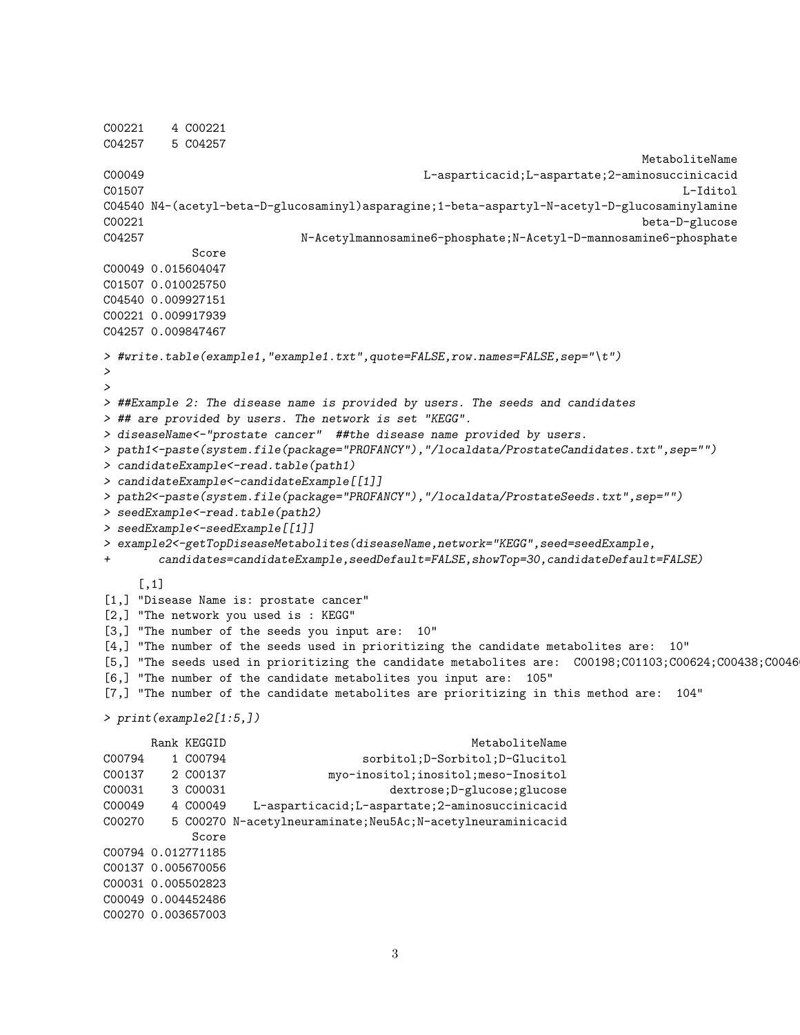```
C00221    4 C00221
C04257    5 C04257
                                                                       MetaboliteName
C00049                                   L-asparticacid;L-aspartate;2-aminosuccinicacid
C01507                                                                       L-Iditol
C04540 N4-(acetyl-beta-D-glucosaminyl)asparagine;1-beta-aspartyl-N-acetyl-D-glucosaminylamine
C00221                                                                 beta-D-glucose
C04257                        N-Acetylmannosamine6-phosphate;N-Acetyl-D-mannosamine6-phosphate
             Score
C00049 0.015604047
C01507 0.010025750
C04540 0.009927151
C00221 0.009917939
C04257 0.009847467
```

```
> #write.table(example1,"example1.txt",quote=FALSE,row.names=FALSE,sep="\t")
>
>
> ##Example 2: The disease name is provided by users. The seeds and candidates
> ## are provided by users. The network is set "KEGG".
> diseaseName<-"prostate cancer"  ##the disease name provided by users.
> path1<-paste(system.file(package="PROFANCY"),"/localdata/ProstateCandidates.txt",sep="")
> candidateExample<-read.table(path1)
> candidateExample<-candidateExample[[1]]
> path2<-paste(system.file(package="PROFANCY"),"/localdata/ProstateSeeds.txt",sep="")
> seedExample<-read.table(path2)
> seedExample<-seedExample[[1]]
> example2<-getTopDiseaseMetabolites(diseaseName,network="KEGG",seed=seedExample,
+       candidates=candidateExample,seedDefault=FALSE,showTop=30,candidateDefault=FALSE)
```

```
     [,1]
[1,] "Disease Name is: prostate cancer"
[2,] "The network you used is : KEGG"
[3,] "The number of the seeds you input are:  10"
[4,] "The number of the seeds used in prioritizing the candidate metabolites are:  10"
[5,] "The seeds used in prioritizing the candidate metabolites are:  C00198;C01103;C00624;C00438;C0046
[6,] "The number of the candidate metabolites you input are:  105"
[7,] "The number of the candidate metabolites are prioritizing in this method are:  104"
```

```
> print(example2[1:5,])
```

```
       Rank KEGGID                                    MetaboliteName
C00794    1 C00794                   sorbitol;D-Sorbitol;D-Glucitol
C00137    2 C00137              myo-inositol;inositol;meso-Inositol
C00031    3 C00031                      dextrose;D-glucose;glucose
C00049    4 C00049    L-asparticacid;L-aspartate;2-aminosuccinicacid
C00270    5 C00270 N-acetylneuraminate;Neu5Ac;N-acetylneuraminicacid
             Score
C00794 0.012771185
C00137 0.005670056
C00031 0.005502823
C00049 0.004452486
C00270 0.003657003
```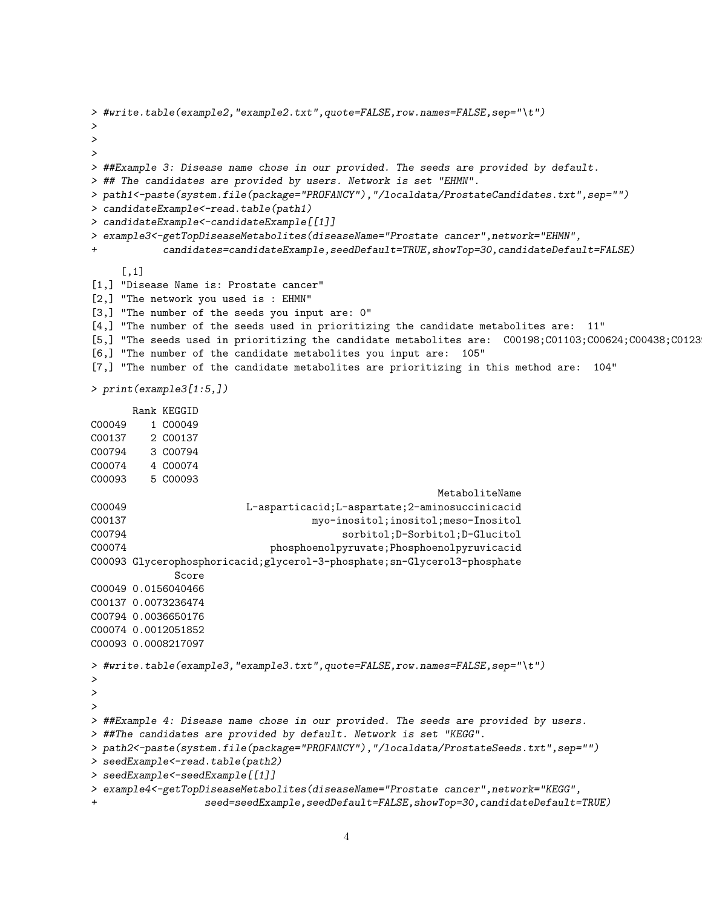```
> #write.table(example2,"example2.txt",quote=FALSE,row.names=FALSE,sep="\t")
>
>
>
> ##Example 3: Disease name chose in our provided. The seeds are provided by default.
> ## The candidates are provided by users. Network is set "EHMN".
> path1<-paste(system.file(package="PROFANCY"),"/localdata/ProstateCandidates.txt",sep="")
> candidateExample<-read.table(path1)
> candidateExample<-candidateExample[[1]]
> example3<-getTopDiseaseMetabolites(diseaseName="Prostate cancer",network="EHMN",
+           candidates=candidateExample,seedDefault=TRUE,showTop=30,candidateDefault=FALSE)
```

```
     [,1]
[1,] "Disease Name is: Prostate cancer"
[2,] "The network you used is : EHMN"
[3,] "The number of the seeds you input are: 0"
[4,] "The number of the seeds used in prioritizing the candidate metabolites are:  11"
[5,] "The seeds used in prioritizing the candidate metabolites are:  C00198;C01103;C00624;C00438;C0123
[6,] "The number of the candidate metabolites you input are:  105"
[7,] "The number of the candidate metabolites are prioritizing in this method are:  104"
```

```
> print(example3[1:5,])
```

```
       Rank KEGGID
C00049    1 C00049
C00137    2 C00137
C00794    3 C00794
C00074    4 C00074
C00093    5 C00093
                                                     MetaboliteName
C00049                  L-asparticacid;L-aspartate;2-aminosuccinicacid
C00137                              myo-inositol;inositol;meso-Inositol
C00794                                  sorbitol;D-Sorbitol;D-Glucitol
C00074                        phosphoenolpyruvate;Phosphoenolpyruvicacid
C00093 Glycerophosphoricacid;glycerol-3-phosphate;sn-Glycerol3-phosphate
              Score
C00049 0.0156040466
C00137 0.0073236474
C00794 0.0036650176
C00074 0.0012051852
C00093 0.0008217097
```

```
> #write.table(example3,"example3.txt",quote=FALSE,row.names=FALSE,sep="\t")
>
>
>
> ##Example 4: Disease name chose in our provided. The seeds are provided by users.
> ##The candidates are provided by default. Network is set "KEGG".
> path2<-paste(system.file(package="PROFANCY"),"/localdata/ProstateSeeds.txt",sep="")
> seedExample<-read.table(path2)
> seedExample<-seedExample[[1]]
> example4<-getTopDiseaseMetabolites(diseaseName="Prostate cancer",network="KEGG",
+                  seed=seedExample,seedDefault=FALSE,showTop=30,candidateDefault=TRUE)
```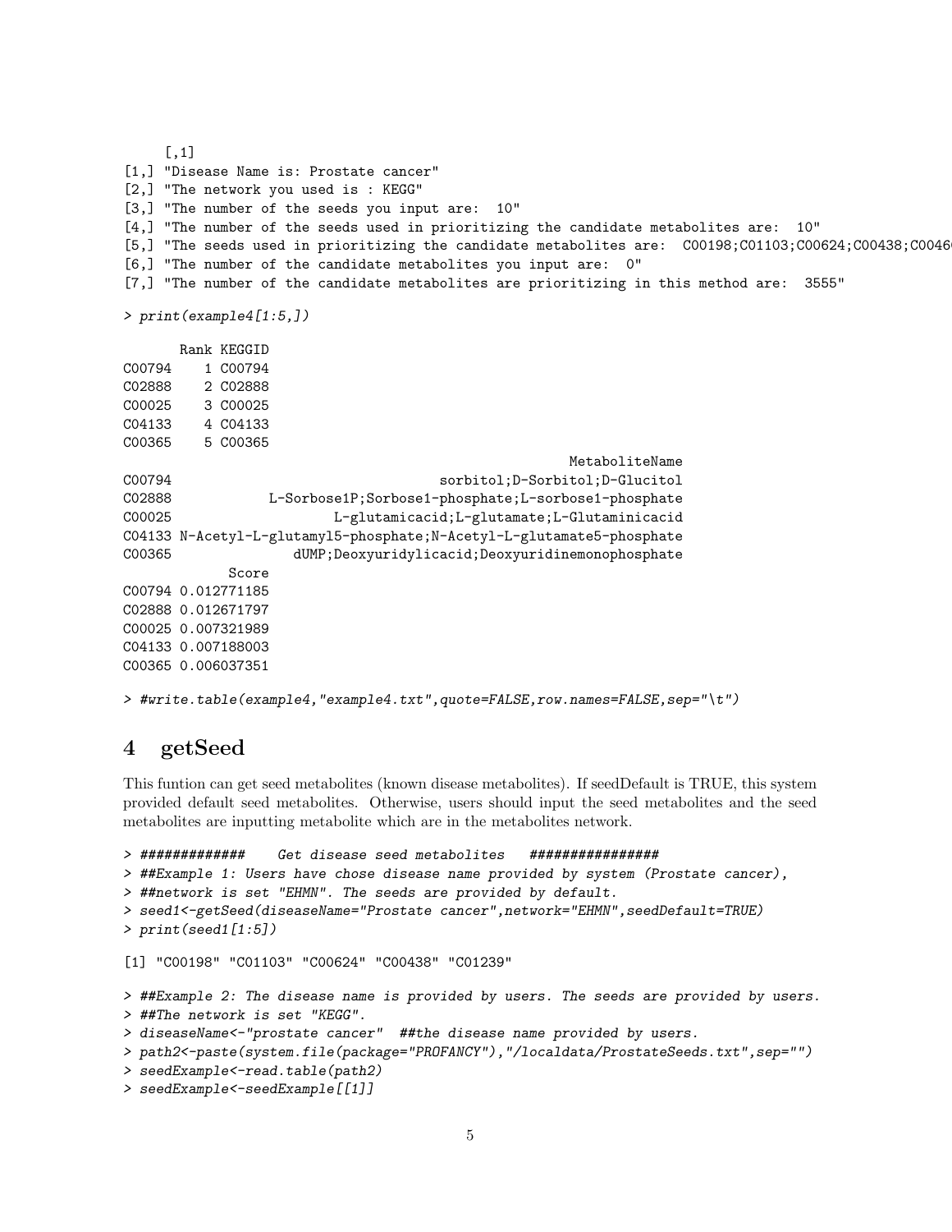```
     [,1]
[1,] "Disease Name is: Prostate cancer"
[2,] "The network you used is : KEGG"
[3,] "The number of the seeds you input are:  10"
[4,] "The number of the seeds used in prioritizing the candidate metabolites are:  10"
[5,] "The seeds used in prioritizing the candidate metabolites are:  C00198;C01103;C00624;C00438;C0046
[6,] "The number of the candidate metabolites you input are:  0"
[7,] "The number of the candidate metabolites are prioritizing in this method are:  3555"
```

```
> print(example4[1:5,])
```

```
       Rank KEGGID
C00794    1 C00794
C02888    2 C02888
C00025    3 C00025
C04133    4 C04133
C00365    5 C00365
                                                     MetaboliteName
C00794                             sorbitol;D-Sorbitol;D-Glucitol
C02888            L-Sorbose1P;Sorbose1-phosphate;L-sorbose1-phosphate
C00025                  L-glutamicacid;L-glutamate;L-Glutaminicacid
C04133 N-Acetyl-L-glutamyl5-phosphate;N-Acetyl-L-glutamate5-phosphate
C00365              dUMP;Deoxyuridylicacid;Deoxyuridinemonophosphate
             Score
C00794 0.012771185
C02888 0.012671797
C00025 0.007321989
C04133 0.007188003
C00365 0.006037351
```

```
> #write.table(example4,"example4.txt",quote=FALSE,row.names=FALSE,sep="\t")
```

## 4 getSeed

This funtion can get seed metabolites (known disease metabolites). If seedDefault is TRUE, this system provided default seed metabolites. Otherwise, users should input the seed metabolites and the seed metabolites are inputting metabolite which are in the metabolites network.

```
> #############    Get disease seed metabolites   ################
> ##Example 1: Users have chose disease name provided by system (Prostate cancer),
> ##network is set "EHMN". The seeds are provided by default.
> seed1<-getSeed(diseaseName="Prostate cancer",network="EHMN",seedDefault=TRUE)
> print(seed1[1:5])

[1] "C00198" "C01103" "C00624" "C00438" "C01239"

> ##Example 2: The disease name is provided by users. The seeds are provided by users.
> ##The network is set "KEGG".
> diseaseName<-"prostate cancer"  ##the disease name provided by users.
> path2<-paste(system.file(package="PROFANCY"),"/localdata/ProstateSeeds.txt",sep="")
> seedExample<-read.table(path2)
> seedExample<-seedExample[[1]]
```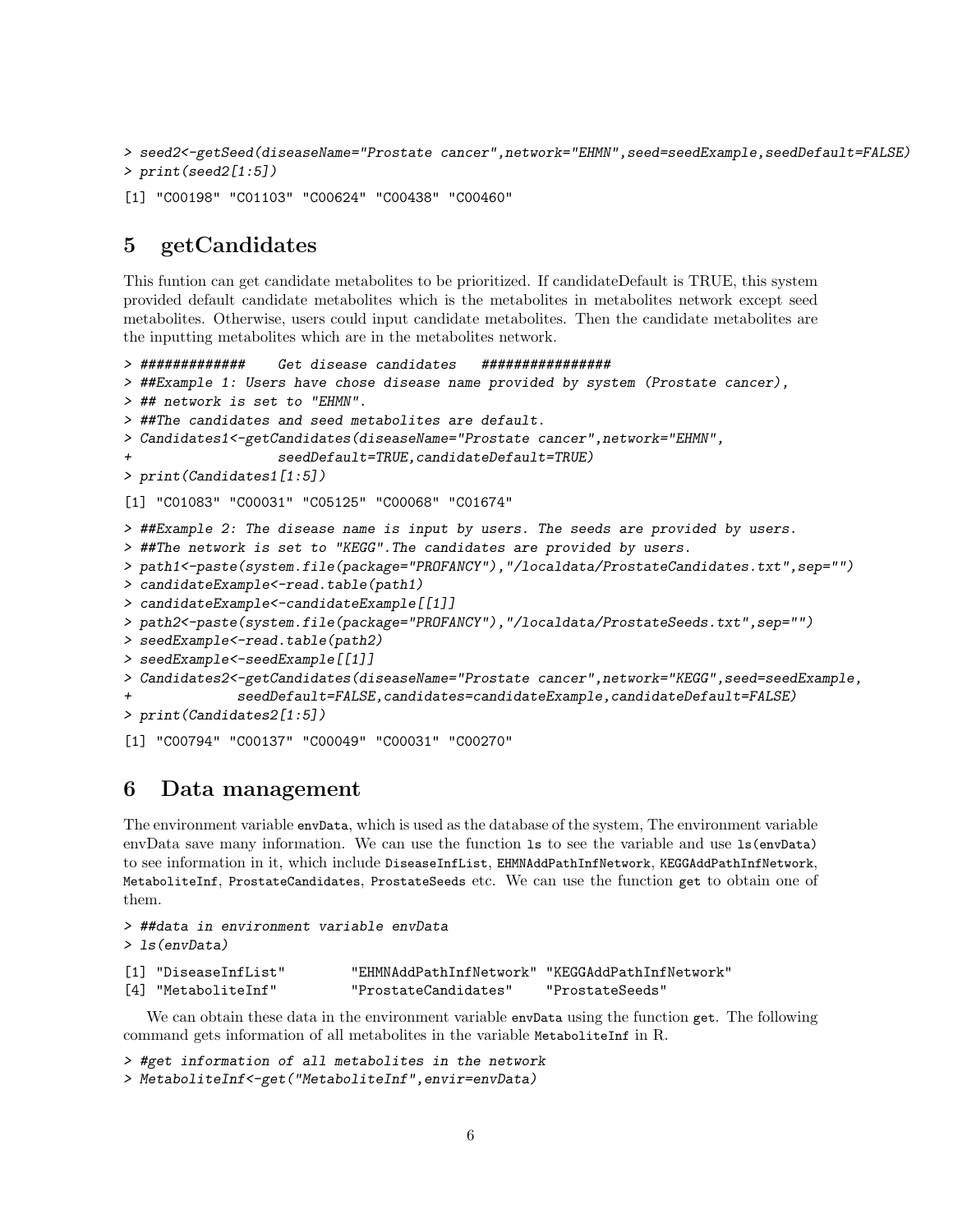```
> seed2<-getSeed(diseaseName="Prostate cancer",network="EHMN",seed=seedExample,seedDefault=FALSE)
> print(seed2[1:5])

[1] "C00198" "C01103" "C00624" "C00438" "C00460"
```

# 5 getCandidates

This funtion can get candidate metabolites to be prioritized. If candidateDefault is TRUE, this system provided default candidate metabolites which is the metabolites in metabolites network except seed metabolites. Otherwise, users could input candidate metabolites. Then the candidate metabolites are the inputting metabolites which are in the metabolites network.

```
> #############    Get disease candidates   ################
> ##Example 1: Users have chose disease name provided by system (Prostate cancer),
> ## network is set to "EHMN".
> ##The candidates and seed metabolites are default.
> Candidates1<-getCandidates(diseaseName="Prostate cancer",network="EHMN",
+                  seedDefault=TRUE,candidateDefault=TRUE)
> print(Candidates1[1:5])

[1] "C01083" "C00031" "C05125" "C00068" "C01674"

> ##Example 2: The disease name is input by users. The seeds are provided by users.
> ##The network is set to "KEGG".The candidates are provided by users.
> path1<-paste(system.file(package="PROFANCY"),"/localdata/ProstateCandidates.txt",sep="")
> candidateExample<-read.table(path1)
> candidateExample<-candidateExample[[1]]
> path2<-paste(system.file(package="PROFANCY"),"/localdata/ProstateSeeds.txt",sep="")
> seedExample<-read.table(path2)
> seedExample<-seedExample[[1]]
> Candidates2<-getCandidates(diseaseName="Prostate cancer",network="KEGG",seed=seedExample,
+             seedDefault=FALSE,candidates=candidateExample,candidateDefault=FALSE)
> print(Candidates2[1:5])

[1] "C00794" "C00137" "C00049" "C00031" "C00270"
```

# 6 Data management

The environment variable envData, which is used as the database of the system, The environment variable envData save many information. We can use the function ls to see the variable and use ls(envData) to see information in it, which include DiseaseInfList, EHMNAddPathInfNetwork, KEGGAddPathInfNetwork, MetaboliteInf, ProstateCandidates, ProstateSeeds etc. We can use the function get to obtain one of them.

```
> ##data in environment variable envData
> ls(envData)

[1] "DiseaseInfList"        "EHMNAddPathInfNetwork" "KEGGAddPathInfNetwork"
[4] "MetaboliteInf"         "ProstateCandidates"    "ProstateSeeds"
```

We can obtain these data in the environment variable envData using the function get. The following command gets information of all metabolites in the variable MetaboliteInf in R.

```
> #get information of all metabolites in the network
> MetaboliteInf<-get("MetaboliteInf",envir=envData)
```